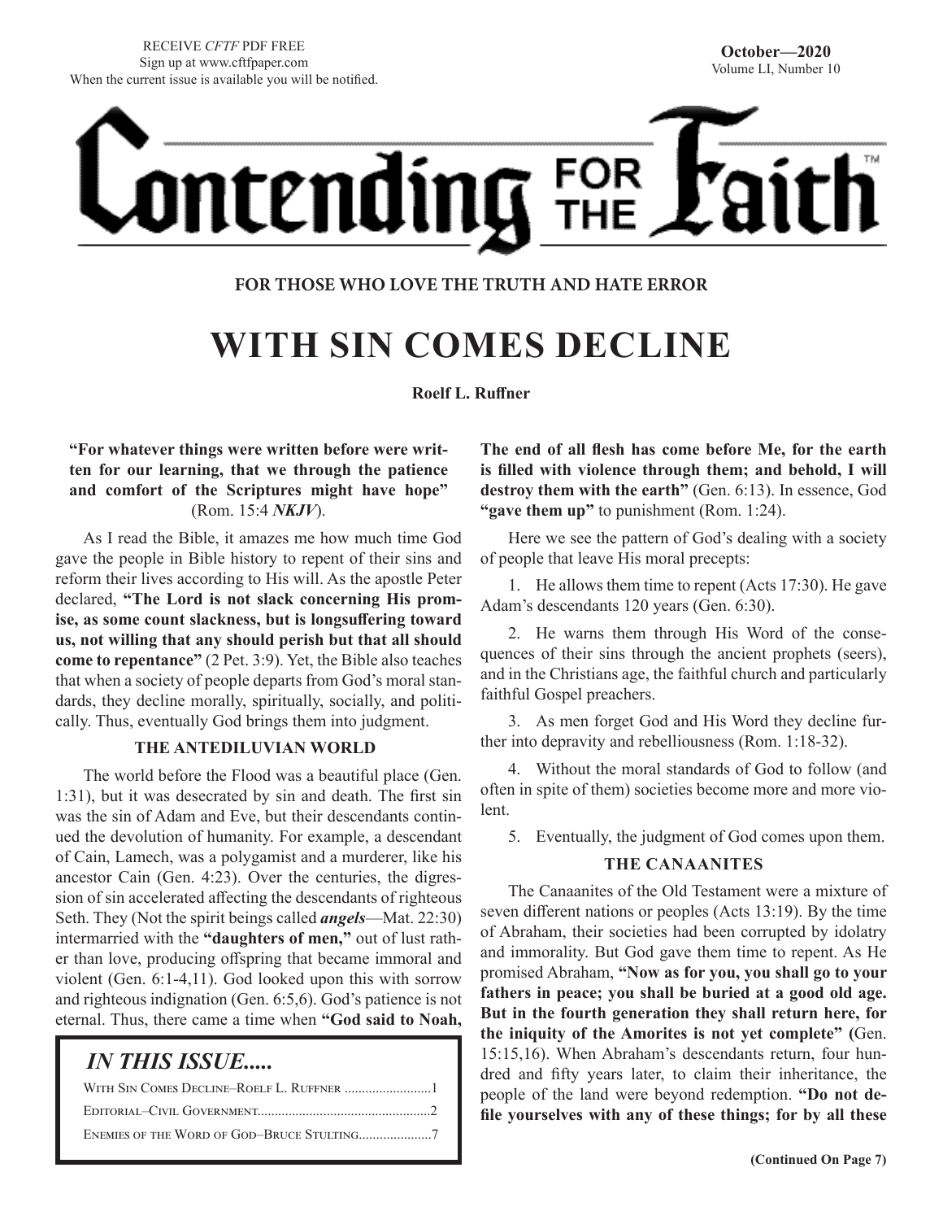RECEIVE *CFTF* PDF FREE
Sign up at www.cftfpaper.com
When the current issue is available you will be notified.

**October—2020**
Volume LI, Number 10

# Contending FOR THE Faith™

**FOR THOSE WHO LOVE THE TRUTH AND HATE ERROR**

# WITH SIN COMES DECLINE

**Roelf L. Ruffner**

**"For whatever things were written before were written for our learning, that we through the patience and comfort of the Scriptures might have hope"** (Rom. 15:4 ***NKJV***).

As I read the Bible, it amazes me how much time God gave the people in Bible history to repent of their sins and reform their lives according to His will. As the apostle Peter declared, **"The Lord is not slack concerning His promise, as some count slackness, but is longsuffering toward us, not willing that any should perish but that all should come to repentance"** (2 Pet. 3:9). Yet, the Bible also teaches that when a society of people departs from God's moral standards, they decline morally, spiritually, socially, and politically. Thus, eventually God brings them into judgment.

### THE ANTEDILUVIAN WORLD

The world before the Flood was a beautiful place (Gen. 1:31), but it was desecrated by sin and death. The first sin was the sin of Adam and Eve, but their descendants continued the devolution of humanity. For example, a descendant of Cain, Lamech, was a polygamist and a murderer, like his ancestor Cain (Gen. 4:23). Over the centuries, the digression of sin accelerated affecting the descendants of righteous Seth. They (Not the spirit beings called ***angels***—Mat. 22:30) intermarried with the **"daughters of men,"** out of lust rather than love, producing offspring that became immoral and violent (Gen. 6:1-4,11). God looked upon this with sorrow and righteous indignation (Gen. 6:5,6). God's patience is not eternal. Thus, there came a time when **"God said to Noah, The end of all flesh has come before Me, for the earth is filled with violence through them; and behold, I will destroy them with the earth"** (Gen. 6:13). In essence, God **"gave them up"** to punishment (Rom. 1:24).

Here we see the pattern of God's dealing with a society of people that leave His moral precepts:

1. He allows them time to repent (Acts 17:30). He gave Adam's descendants 120 years (Gen. 6:30).

2. He warns them through His Word of the consequences of their sins through the ancient prophets (seers), and in the Christians age, the faithful church and particularly faithful Gospel preachers.

3. As men forget God and His Word they decline further into depravity and rebelliousness (Rom. 1:18-32).

4. Without the moral standards of God to follow (and often in spite of them) societies become more and more violent.

5. Eventually, the judgment of God comes upon them.

### THE CANAANITES

The Canaanites of the Old Testament were a mixture of seven different nations or peoples (Acts 13:19). By the time of Abraham, their societies had been corrupted by idolatry and immorality. But God gave them time to repent. As He promised Abraham, **"Now as for you, you shall go to your fathers in peace; you shall be buried at a good old age. But in the fourth generation they shall return here, for the iniquity of the Amorites is not yet complete" (**Gen. 15:15,16). When Abraham's descendants return, four hundred and fifty years later, to claim their inheritance, the people of the land were beyond redemption. **"Do not defile yourselves with any of these things; for by all these**

**(Continued On Page 7)**

## *IN THIS ISSUE.....*

With Sin Comes Decline–Roelf L. Ruffner .........................1
Editorial–Civil Government.................................................2
Enemies of the Word of God–Bruce Stulting.....................7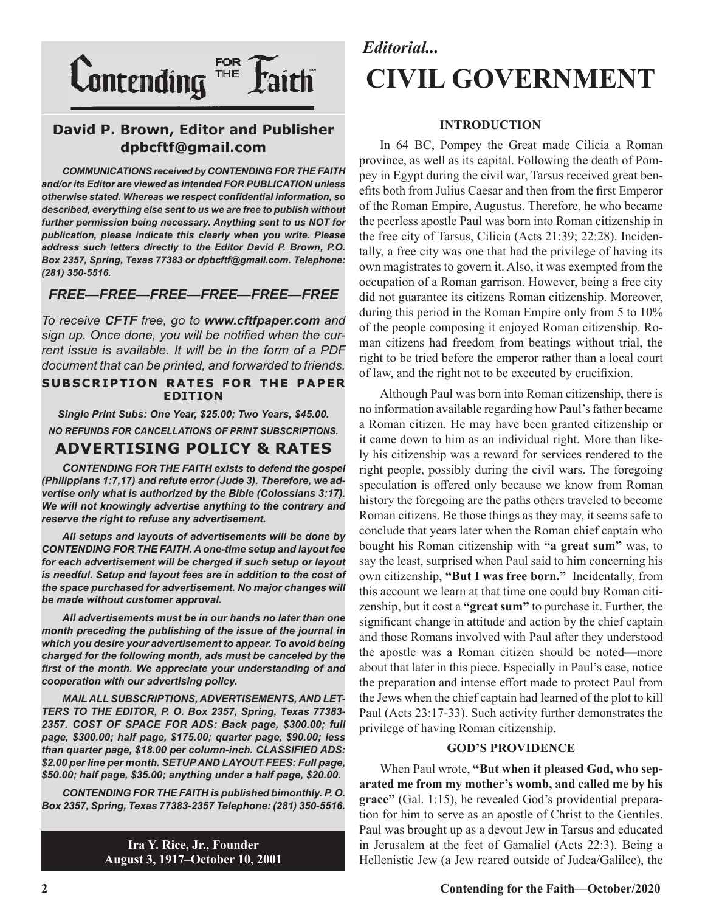# Contending FOR THE Faith

**David P. Brown, Editor and Publisher**
**dpbcftf@gmail.com**

***COMMUNICATIONS received by CONTENDING FOR THE FAITH and/or its Editor are viewed as intended FOR PUBLICATION unless otherwise stated. Whereas we respect confidential information, so described, everything else sent to us we are free to publish without further permission being necessary. Anything sent to us NOT for publication, please indicate this clearly when you write. Please address such letters directly to the Editor David P. Brown, P.O. Box 2357, Spring, Texas 77383 or dpbcftf@gmail.com. Telephone: (281) 350-5516.***

## *FREE—FREE—FREE—FREE—FREE—FREE*

*To receive **CFTF** free, go to **www.cftfpaper.com** and sign up. Once done, you will be notified when the current issue is available. It will be in the form of a PDF document that can be printed, and forwarded to friends.*

**SUBSCRIPTION RATES FOR THE PAPER EDITION**

***Single Print Subs: One Year, $25.00; Two Years, $45.00.***

***NO REFUNDS FOR CANCELLATIONS OF PRINT SUBSCRIPTIONS.***

## ADVERTISING POLICY & RATES

***CONTENDING FOR THE FAITH exists to defend the gospel (Philippians 1:7,17) and refute error (Jude 3). Therefore, we advertise only what is authorized by the Bible (Colossians 3:17). We will not knowingly advertise anything to the contrary and reserve the right to refuse any advertisement.***

***All setups and layouts of advertisements will be done by CONTENDING FOR THE FAITH. A one-time setup and layout fee for each advertisement will be charged if such setup or layout is needful. Setup and layout fees are in addition to the cost of the space purchased for advertisement. No major changes will be made without customer approval.***

***All advertisements must be in our hands no later than one month preceding the publishing of the issue of the journal in which you desire your advertisement to appear. To avoid being charged for the following month, ads must be canceled by the first of the month. We appreciate your understanding of and cooperation with our advertising policy.***

***MAIL ALL SUBSCRIPTIONS, ADVERTISEMENTS, AND LETTERS TO THE EDITOR, P. O. Box 2357, Spring, Texas 77383-2357. COST OF SPACE FOR ADS: Back page, $300.00; full page, $300.00; half page, $175.00; quarter page, $90.00; less than quarter page, $18.00 per column-inch. CLASSIFIED ADS: $2.00 per line per month. SETUP AND LAYOUT FEES: Full page, $50.00; half page, $35.00; anything under a half page, $20.00.***

***CONTENDING FOR THE FAITH is published bimonthly. P. O. Box 2357, Spring, Texas 77383-2357 Telephone: (281) 350-5516.***

**Ira Y. Rice, Jr., Founder**
**August 3, 1917–October 10, 2001**

*Editorial...*

# CIVIL GOVERNMENT

### INTRODUCTION

In 64 BC, Pompey the Great made Cilicia a Roman province, as well as its capital. Following the death of Pompey in Egypt during the civil war, Tarsus received great benefits both from Julius Caesar and then from the first Emperor of the Roman Empire, Augustus. Therefore, he who became the peerless apostle Paul was born into Roman citizenship in the free city of Tarsus, Cilicia (Acts 21:39; 22:28). Incidentally, a free city was one that had the privilege of having its own magistrates to govern it. Also, it was exempted from the occupation of a Roman garrison. However, being a free city did not guarantee its citizens Roman citizenship. Moreover, during this period in the Roman Empire only from 5 to 10% of the people composing it enjoyed Roman citizenship. Roman citizens had freedom from beatings without trial, the right to be tried before the emperor rather than a local court of law, and the right not to be executed by crucifixion.

Although Paul was born into Roman citizenship, there is no information available regarding how Paul's father became a Roman citizen. He may have been granted citizenship or it came down to him as an individual right. More than likely his citizenship was a reward for services rendered to the right people, possibly during the civil wars. The foregoing speculation is offered only because we know from Roman history the foregoing are the paths others traveled to become Roman citizens. Be those things as they may, it seems safe to conclude that years later when the Roman chief captain who bought his Roman citizenship with **"a great sum"** was, to say the least, surprised when Paul said to him concerning his own citizenship, **"But I was free born."** Incidentally, from this account we learn at that time one could buy Roman citizenship, but it cost a **"great sum"** to purchase it. Further, the significant change in attitude and action by the chief captain and those Romans involved with Paul after they understood the apostle was a Roman citizen should be noted—more about that later in this piece. Especially in Paul's case, notice the preparation and intense effort made to protect Paul from the Jews when the chief captain had learned of the plot to kill Paul (Acts 23:17-33). Such activity further demonstrates the privilege of having Roman citizenship.

### GOD'S PROVIDENCE

When Paul wrote, **"But when it pleased God, who separated me from my mother's womb, and called me by his grace"** (Gal. 1:15), he revealed God's providential preparation for him to serve as an apostle of Christ to the Gentiles. Paul was brought up as a devout Jew in Tarsus and educated in Jerusalem at the feet of Gamaliel (Acts 22:3). Being a Hellenistic Jew (a Jew reared outside of Judea/Galilee), the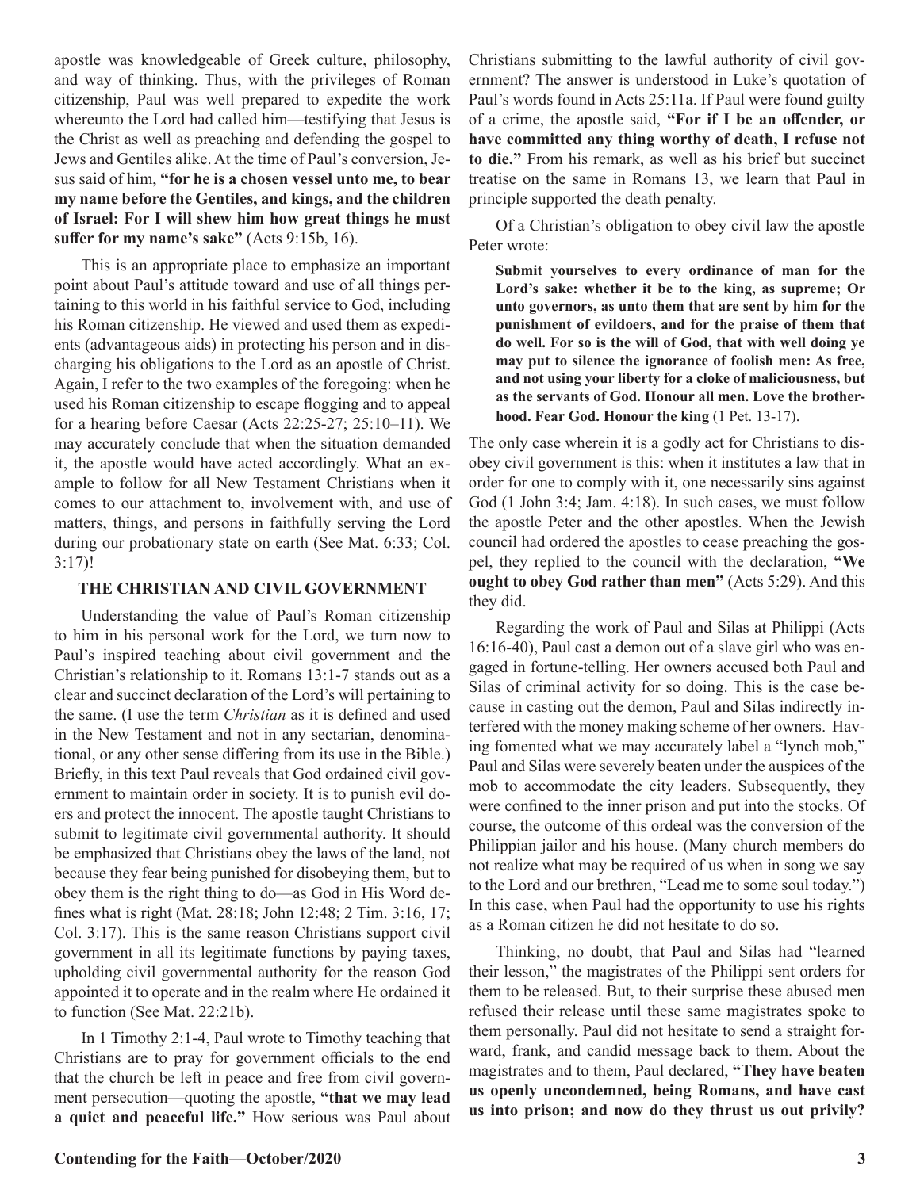apostle was knowledgeable of Greek culture, philosophy, and way of thinking. Thus, with the privileges of Roman citizenship, Paul was well prepared to expedite the work whereunto the Lord had called him—testifying that Jesus is the Christ as well as preaching and defending the gospel to Jews and Gentiles alike. At the time of Paul's conversion, Jesus said of him, **"for he is a chosen vessel unto me, to bear my name before the Gentiles, and kings, and the children of Israel: For I will shew him how great things he must suffer for my name's sake"** (Acts 9:15b, 16).

This is an appropriate place to emphasize an important point about Paul's attitude toward and use of all things pertaining to this world in his faithful service to God, including his Roman citizenship. He viewed and used them as expedients (advantageous aids) in protecting his person and in discharging his obligations to the Lord as an apostle of Christ. Again, I refer to the two examples of the foregoing: when he used his Roman citizenship to escape flogging and to appeal for a hearing before Caesar (Acts 22:25-27; 25:10–11). We may accurately conclude that when the situation demanded it, the apostle would have acted accordingly. What an example to follow for all New Testament Christians when it comes to our attachment to, involvement with, and use of matters, things, and persons in faithfully serving the Lord during our probationary state on earth (See Mat. 6:33; Col. 3:17)!

## THE CHRISTIAN AND CIVIL GOVERNMENT

Understanding the value of Paul's Roman citizenship to him in his personal work for the Lord, we turn now to Paul's inspired teaching about civil government and the Christian's relationship to it. Romans 13:1-7 stands out as a clear and succinct declaration of the Lord's will pertaining to the same. (I use the term *Christian* as it is defined and used in the New Testament and not in any sectarian, denominational, or any other sense differing from its use in the Bible.) Briefly, in this text Paul reveals that God ordained civil government to maintain order in society. It is to punish evil doers and protect the innocent. The apostle taught Christians to submit to legitimate civil governmental authority. It should be emphasized that Christians obey the laws of the land, not because they fear being punished for disobeying them, but to obey them is the right thing to do—as God in His Word defines what is right (Mat. 28:18; John 12:48; 2 Tim. 3:16, 17; Col. 3:17). This is the same reason Christians support civil government in all its legitimate functions by paying taxes, upholding civil governmental authority for the reason God appointed it to operate and in the realm where He ordained it to function (See Mat. 22:21b).

In 1 Timothy 2:1-4, Paul wrote to Timothy teaching that Christians are to pray for government officials to the end that the church be left in peace and free from civil government persecution—quoting the apostle, **"that we may lead a quiet and peaceful life."** How serious was Paul about Christians submitting to the lawful authority of civil government? The answer is understood in Luke's quotation of Paul's words found in Acts 25:11a. If Paul were found guilty of a crime, the apostle said, **"For if I be an offender, or have committed any thing worthy of death, I refuse not to die."** From his remark, as well as his brief but succinct treatise on the same in Romans 13, we learn that Paul in principle supported the death penalty.

Of a Christian's obligation to obey civil law the apostle Peter wrote:

> **Submit yourselves to every ordinance of man for the Lord's sake: whether it be to the king, as supreme; Or unto governors, as unto them that are sent by him for the punishment of evildoers, and for the praise of them that do well. For so is the will of God, that with well doing ye may put to silence the ignorance of foolish men: As free, and not using your liberty for a cloke of maliciousness, but as the servants of God. Honour all men. Love the brotherhood. Fear God. Honour the king** (1 Pet. 13-17).

The only case wherein it is a godly act for Christians to disobey civil government is this: when it institutes a law that in order for one to comply with it, one necessarily sins against God (1 John 3:4; Jam. 4:18). In such cases, we must follow the apostle Peter and the other apostles. When the Jewish council had ordered the apostles to cease preaching the gospel, they replied to the council with the declaration, **"We ought to obey God rather than men"** (Acts 5:29). And this they did.

Regarding the work of Paul and Silas at Philippi (Acts 16:16-40), Paul cast a demon out of a slave girl who was engaged in fortune-telling. Her owners accused both Paul and Silas of criminal activity for so doing. This is the case because in casting out the demon, Paul and Silas indirectly interfered with the money making scheme of her owners. Having fomented what we may accurately label a "lynch mob," Paul and Silas were severely beaten under the auspices of the mob to accommodate the city leaders. Subsequently, they were confined to the inner prison and put into the stocks. Of course, the outcome of this ordeal was the conversion of the Philippian jailor and his house. (Many church members do not realize what may be required of us when in song we say to the Lord and our brethren, "Lead me to some soul today.") In this case, when Paul had the opportunity to use his rights as a Roman citizen he did not hesitate to do so.

Thinking, no doubt, that Paul and Silas had "learned their lesson," the magistrates of the Philippi sent orders for them to be released. But, to their surprise these abused men refused their release until these same magistrates spoke to them personally. Paul did not hesitate to send a straight forward, frank, and candid message back to them. About the magistrates and to them, Paul declared, **"They have beaten us openly uncondemned, being Romans, and have cast us into prison; and now do they thrust us out privily?**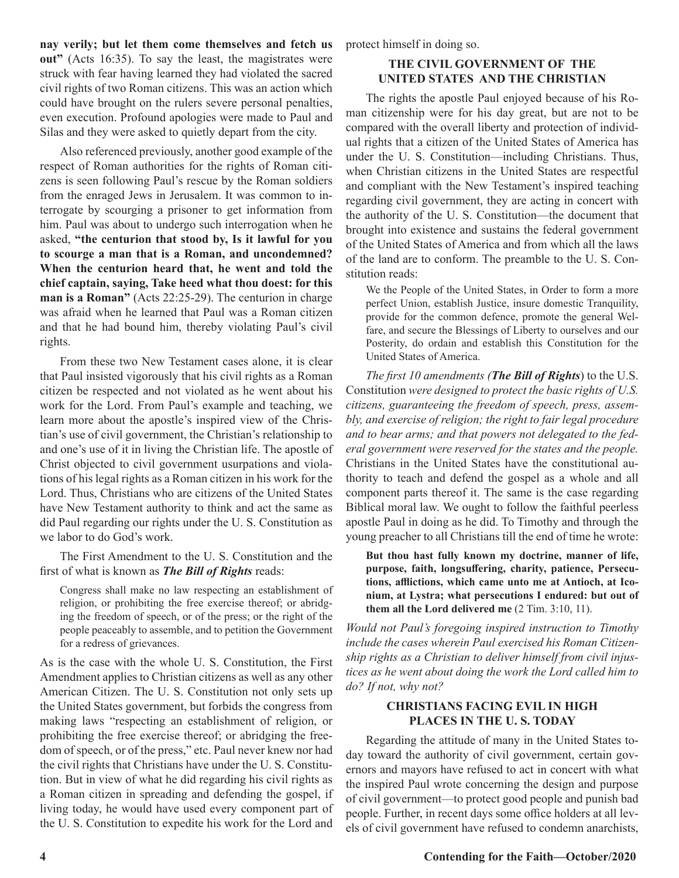**nay verily; but let them come themselves and fetch us out"** (Acts 16:35). To say the least, the magistrates were struck with fear having learned they had violated the sacred civil rights of two Roman citizens. This was an action which could have brought on the rulers severe personal penalties, even execution. Profound apologies were made to Paul and Silas and they were asked to quietly depart from the city.

Also referenced previously, another good example of the respect of Roman authorities for the rights of Roman citizens is seen following Paul's rescue by the Roman soldiers from the enraged Jews in Jerusalem. It was common to interrogate by scourging a prisoner to get information from him. Paul was about to undergo such interrogation when he asked, **"the centurion that stood by, Is it lawful for you to scourge a man that is a Roman, and uncondemned? When the centurion heard that, he went and told the chief captain, saying, Take heed what thou doest: for this man is a Roman"** (Acts 22:25-29). The centurion in charge was afraid when he learned that Paul was a Roman citizen and that he had bound him, thereby violating Paul's civil rights.

From these two New Testament cases alone, it is clear that Paul insisted vigorously that his civil rights as a Roman citizen be respected and not violated as he went about his work for the Lord. From Paul's example and teaching, we learn more about the apostle's inspired view of the Christian's use of civil government, the Christian's relationship to and one's use of it in living the Christian life. The apostle of Christ objected to civil government usurpations and violations of his legal rights as a Roman citizen in his work for the Lord. Thus, Christians who are citizens of the United States have New Testament authority to think and act the same as did Paul regarding our rights under the U. S. Constitution as we labor to do God's work.

The First Amendment to the U. S. Constitution and the first of what is known as ***The Bill of Rights*** reads:

> Congress shall make no law respecting an establishment of religion, or prohibiting the free exercise thereof; or abridging the freedom of speech, or of the press; or the right of the people peaceably to assemble, and to petition the Government for a redress of grievances.

As is the case with the whole U. S. Constitution, the First Amendment applies to Christian citizens as well as any other American Citizen. The U. S. Constitution not only sets up the United States government, but forbids the congress from making laws "respecting an establishment of religion, or prohibiting the free exercise thereof; or abridging the freedom of speech, or of the press," etc. Paul never knew nor had the civil rights that Christians have under the U. S. Constitution. But in view of what he did regarding his civil rights as a Roman citizen in spreading and defending the gospel, if living today, he would have used every component part of the U. S. Constitution to expedite his work for the Lord and protect himself in doing so.

## THE CIVIL GOVERNMENT OF THE UNITED STATES AND THE CHRISTIAN

The rights the apostle Paul enjoyed because of his Roman citizenship were for his day great, but are not to be compared with the overall liberty and protection of individual rights that a citizen of the United States of America has under the U. S. Constitution—including Christians. Thus, when Christian citizens in the United States are respectful and compliant with the New Testament's inspired teaching regarding civil government, they are acting in concert with the authority of the U. S. Constitution—the document that brought into existence and sustains the federal government of the United States of America and from which all the laws of the land are to conform. The preamble to the U. S. Constitution reads:

> We the People of the United States, in Order to form a more perfect Union, establish Justice, insure domestic Tranquility, provide for the common defence, promote the general Welfare, and secure the Blessings of Liberty to ourselves and our Posterity, do ordain and establish this Constitution for the United States of America.

*The first 10 amendments (**The Bill of Rights**)* to the U.S. Constitution *were designed to protect the basic rights of U.S. citizens, guaranteeing the freedom of speech, press, assembly, and exercise of religion; the right to fair legal procedure and to bear arms; and that powers not delegated to the federal government were reserved for the states and the people.* Christians in the United States have the constitutional authority to teach and defend the gospel as a whole and all component parts thereof it. The same is the case regarding Biblical moral law. We ought to follow the faithful peerless apostle Paul in doing as he did. To Timothy and through the young preacher to all Christians till the end of time he wrote:

> **But thou hast fully known my doctrine, manner of life, purpose, faith, longsuffering, charity, patience, Persecutions, afflictions, which came unto me at Antioch, at Iconium, at Lystra; what persecutions I endured: but out of them all the Lord delivered me** (2 Tim. 3:10, 11).

*Would not Paul's foregoing inspired instruction to Timothy include the cases wherein Paul exercised his Roman Citizenship rights as a Christian to deliver himself from civil injustices as he went about doing the work the Lord called him to do? If not, why not?*

## CHRISTIANS FACING EVIL IN HIGH PLACES IN THE U. S. TODAY

Regarding the attitude of many in the United States today toward the authority of civil government, certain governors and mayors have refused to act in concert with what the inspired Paul wrote concerning the design and purpose of civil government—to protect good people and punish bad people. Further, in recent days some office holders at all levels of civil government have refused to condemn anarchists,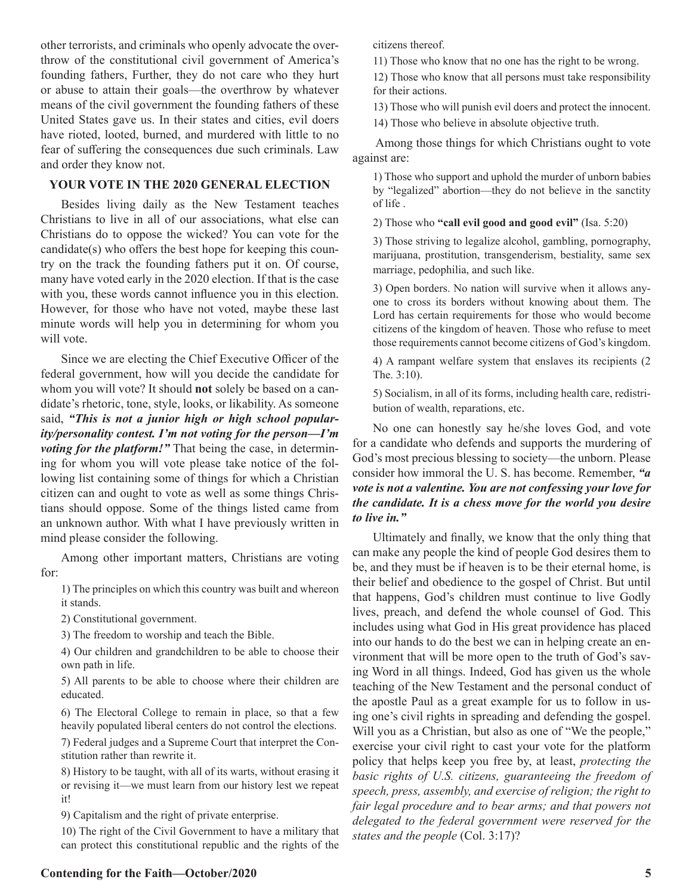other terrorists, and criminals who openly advocate the overthrow of the constitutional civil government of America's founding fathers, Further, they do not care who they hurt or abuse to attain their goals—the overthrow by whatever means of the civil government the founding fathers of these United States gave us. In their states and cities, evil doers have rioted, looted, burned, and murdered with little to no fear of suffering the consequences due such criminals. Law and order they know not.

**YOUR VOTE IN THE 2020 GENERAL ELECTION**

Besides living daily as the New Testament teaches Christians to live in all of our associations, what else can Christians do to oppose the wicked? You can vote for the candidate(s) who offers the best hope for keeping this country on the track the founding fathers put it on. Of course, many have voted early in the 2020 election. If that is the case with you, these words cannot influence you in this election. However, for those who have not voted, maybe these last minute words will help you in determining for whom you will vote.

Since we are electing the Chief Executive Officer of the federal government, how will you decide the candidate for whom you will vote? It should **not** solely be based on a candidate's rhetoric, tone, style, looks, or likability. As someone said, ***"This is not a junior high or high school popularity/personality contest. I'm not voting for the person—I'm voting for the platform!"*** That being the case, in determining for whom you will vote please take notice of the following list containing some of things for which a Christian citizen can and ought to vote as well as some things Christians should oppose. Some of the things listed came from an unknown author. With what I have previously written in mind please consider the following.

Among other important matters, Christians are voting for:

1) The principles on which this country was built and whereon it stands.

2) Constitutional government.

3) The freedom to worship and teach the Bible.

4) Our children and grandchildren to be able to choose their own path in life.

5) All parents to be able to choose where their children are educated.

6) The Electoral College to remain in place, so that a few heavily populated liberal centers do not control the elections.

7) Federal judges and a Supreme Court that interpret the Constitution rather than rewrite it.

8) History to be taught, with all of its warts, without erasing it or revising it—we must learn from our history lest we repeat it!

9) Capitalism and the right of private enterprise.

10) The right of the Civil Government to have a military that can protect this constitutional republic and the rights of the citizens thereof.

11) Those who know that no one has the right to be wrong.

12) Those who know that all persons must take responsibility for their actions.

13) Those who will punish evil doers and protect the innocent.

14) Those who believe in absolute objective truth.

Among those things for which Christians ought to vote against are:

1) Those who support and uphold the murder of unborn babies by "legalized" abortion—they do not believe in the sanctity of life .

2) Those who **"call evil good and good evil"** (Isa. 5:20)

3) Those striving to legalize alcohol, gambling, pornography, marijuana, prostitution, transgenderism, bestiality, same sex marriage, pedophilia, and such like.

3) Open borders. No nation will survive when it allows anyone to cross its borders without knowing about them. The Lord has certain requirements for those who would become citizens of the kingdom of heaven. Those who refuse to meet those requirements cannot become citizens of God's kingdom.

4) A rampant welfare system that enslaves its recipients (2 The. 3:10).

5) Socialism, in all of its forms, including health care, redistribution of wealth, reparations, etc.

No one can honestly say he/she loves God, and vote for a candidate who defends and supports the murdering of God's most precious blessing to society—the unborn. Please consider how immoral the U. S. has become. Remember, ***"a vote is not a valentine. You are not confessing your love for the candidate. It is a chess move for the world you desire to live in."***

Ultimately and finally, we know that the only thing that can make any people the kind of people God desires them to be, and they must be if heaven is to be their eternal home, is their belief and obedience to the gospel of Christ. But until that happens, God's children must continue to live Godly lives, preach, and defend the whole counsel of God. This includes using what God in His great providence has placed into our hands to do the best we can in helping create an environment that will be more open to the truth of God's saving Word in all things. Indeed, God has given us the whole teaching of the New Testament and the personal conduct of the apostle Paul as a great example for us to follow in using one's civil rights in spreading and defending the gospel. Will you as a Christian, but also as one of "We the people," exercise your civil right to cast your vote for the platform policy that helps keep you free by, at least, *protecting the basic rights of U.S. citizens, guaranteeing the freedom of speech, press, assembly, and exercise of religion; the right to fair legal procedure and to bear arms; and that powers not delegated to the federal government were reserved for the states and the people* (Col. 3:17)?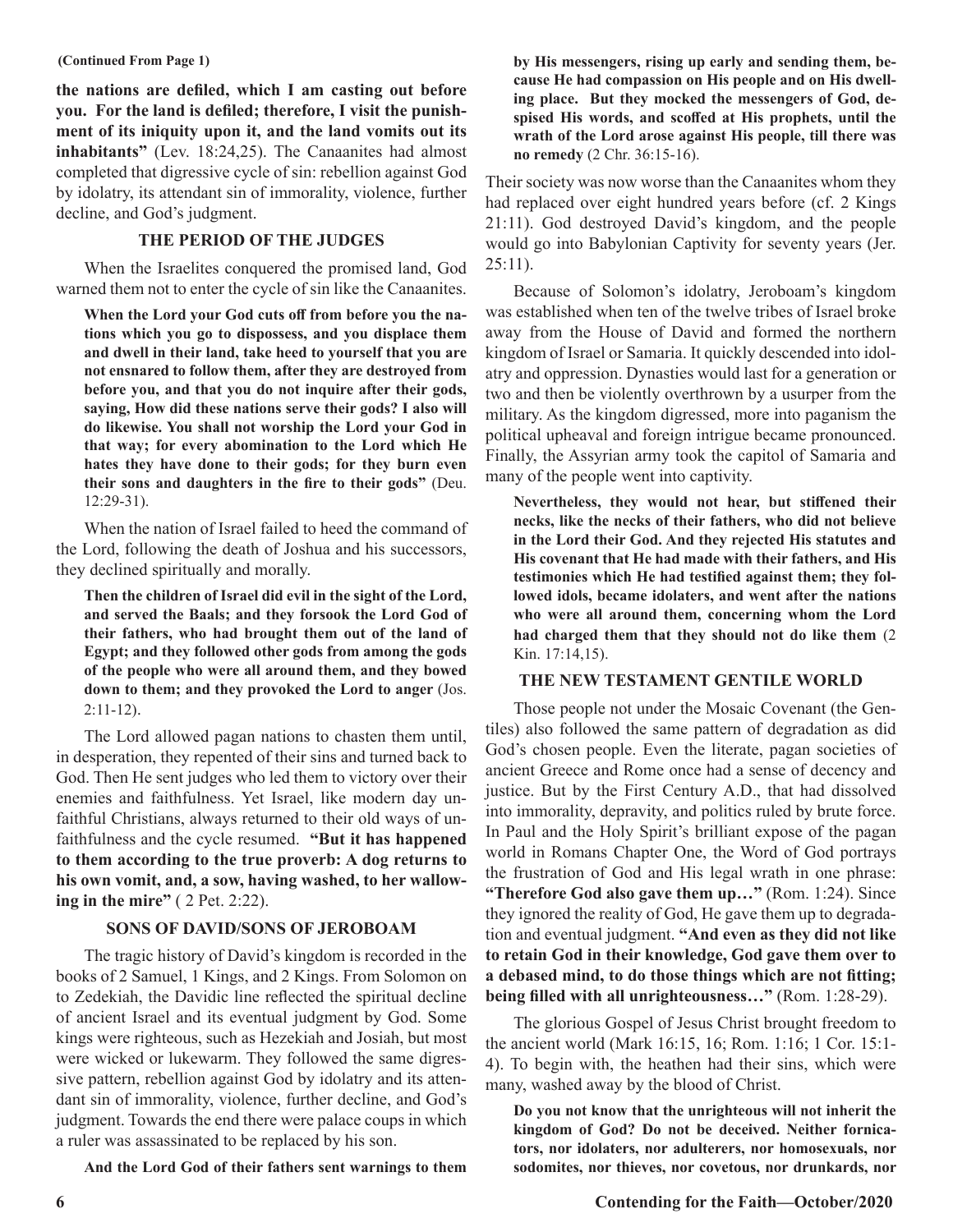(Continued From Page 1)

**the nations are defiled, which I am casting out before you. For the land is defiled; therefore, I visit the punishment of its iniquity upon it, and the land vomits out its inhabitants"** (Lev. 18:24,25). The Canaanites had almost completed that digressive cycle of sin: rebellion against God by idolatry, its attendant sin of immorality, violence, further decline, and God's judgment.

## THE PERIOD OF THE JUDGES

When the Israelites conquered the promised land, God warned them not to enter the cycle of sin like the Canaanites.

> **When the Lord your God cuts off from before you the nations which you go to dispossess, and you displace them and dwell in their land, take heed to yourself that you are not ensnared to follow them, after they are destroyed from before you, and that you do not inquire after their gods, saying, How did these nations serve their gods? I also will do likewise. You shall not worship the Lord your God in that way; for every abomination to the Lord which He hates they have done to their gods; for they burn even their sons and daughters in the fire to their gods"** (Deu. 12:29-31).

When the nation of Israel failed to heed the command of the Lord, following the death of Joshua and his successors, they declined spiritually and morally.

> **Then the children of Israel did evil in the sight of the Lord, and served the Baals; and they forsook the Lord God of their fathers, who had brought them out of the land of Egypt; and they followed other gods from among the gods of the people who were all around them, and they bowed down to them; and they provoked the Lord to anger** (Jos. 2:11-12).

The Lord allowed pagan nations to chasten them until, in desperation, they repented of their sins and turned back to God. Then He sent judges who led them to victory over their enemies and faithfulness. Yet Israel, like modern day unfaithful Christians, always returned to their old ways of unfaithfulness and the cycle resumed. **"But it has happened to them according to the true proverb: A dog returns to his own vomit, and, a sow, having washed, to her wallowing in the mire"** ( 2 Pet. 2:22).

## SONS OF DAVID/SONS OF JEROBOAM

The tragic history of David's kingdom is recorded in the books of 2 Samuel, 1 Kings, and 2 Kings. From Solomon on to Zedekiah, the Davidic line reflected the spiritual decline of ancient Israel and its eventual judgment by God. Some kings were righteous, such as Hezekiah and Josiah, but most were wicked or lukewarm. They followed the same digressive pattern, rebellion against God by idolatry and its attendant sin of immorality, violence, further decline, and God's judgment. Towards the end there were palace coups in which a ruler was assassinated to be replaced by his son.

> **And the Lord God of their fathers sent warnings to them by His messengers, rising up early and sending them, because He had compassion on His people and on His dwelling place. But they mocked the messengers of God, despised His words, and scoffed at His prophets, until the wrath of the Lord arose against His people, till there was no remedy** (2 Chr. 36:15-16).

Their society was now worse than the Canaanites whom they had replaced over eight hundred years before (cf. 2 Kings 21:11). God destroyed David's kingdom, and the people would go into Babylonian Captivity for seventy years (Jer. 25:11).

Because of Solomon's idolatry, Jeroboam's kingdom was established when ten of the twelve tribes of Israel broke away from the House of David and formed the northern kingdom of Israel or Samaria. It quickly descended into idolatry and oppression. Dynasties would last for a generation or two and then be violently overthrown by a usurper from the military. As the kingdom digressed, more into paganism the political upheaval and foreign intrigue became pronounced. Finally, the Assyrian army took the capitol of Samaria and many of the people went into captivity.

> **Nevertheless, they would not hear, but stiffened their necks, like the necks of their fathers, who did not believe in the Lord their God. And they rejected His statutes and His covenant that He had made with their fathers, and His testimonies which He had testified against them; they followed idols, became idolaters, and went after the nations who were all around them, concerning whom the Lord had charged them that they should not do like them** (2 Kin. 17:14,15).

## THE NEW TESTAMENT GENTILE WORLD

Those people not under the Mosaic Covenant (the Gentiles) also followed the same pattern of degradation as did God's chosen people. Even the literate, pagan societies of ancient Greece and Rome once had a sense of decency and justice. But by the First Century A.D., that had dissolved into immorality, depravity, and politics ruled by brute force. In Paul and the Holy Spirit's brilliant expose of the pagan world in Romans Chapter One, the Word of God portrays the frustration of God and His legal wrath in one phrase: **"Therefore God also gave them up…"** (Rom. 1:24). Since they ignored the reality of God, He gave them up to degradation and eventual judgment. **"And even as they did not like to retain God in their knowledge, God gave them over to a debased mind, to do those things which are not fitting; being filled with all unrighteousness…"** (Rom. 1:28-29).

The glorious Gospel of Jesus Christ brought freedom to the ancient world (Mark 16:15, 16; Rom. 1:16; 1 Cor. 15:1-4). To begin with, the heathen had their sins, which were many, washed away by the blood of Christ.

> **Do you not know that the unrighteous will not inherit the kingdom of God? Do not be deceived. Neither fornicators, nor idolaters, nor adulterers, nor homosexuals, nor sodomites, nor thieves, nor covetous, nor drunkards, nor**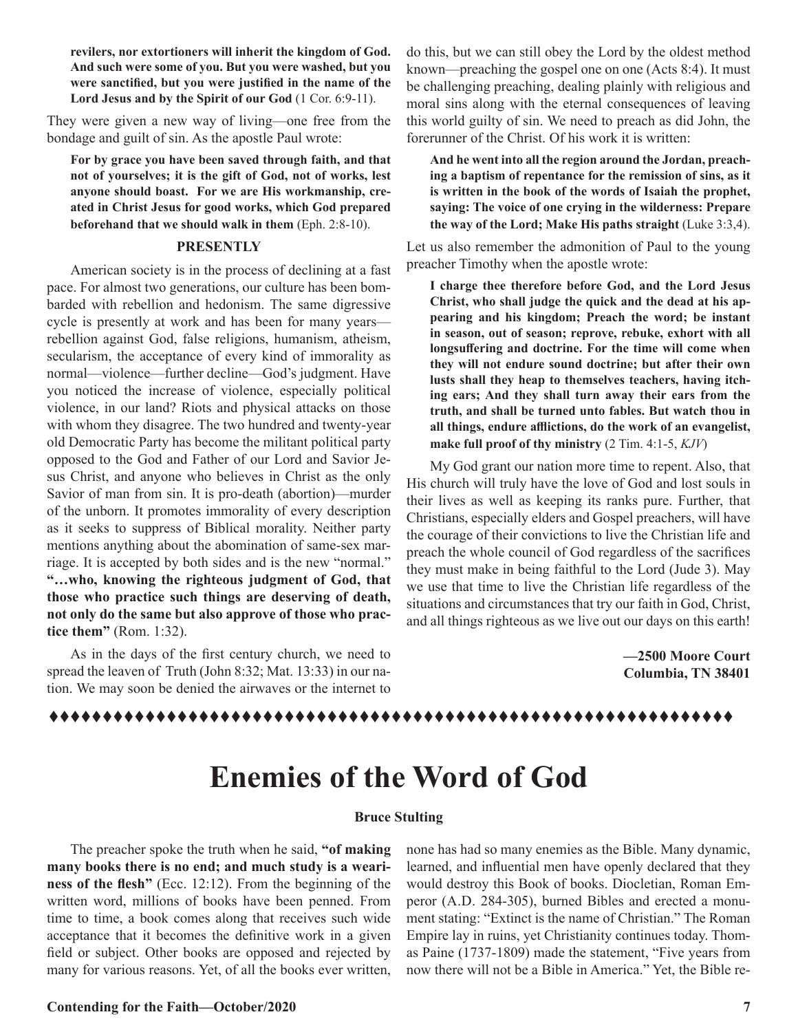**revilers, nor extortioners will inherit the kingdom of God. And such were some of you. But you were washed, but you were sanctified, but you were justified in the name of the Lord Jesus and by the Spirit of our God** (1 Cor. 6:9-11).

They were given a new way of living—one free from the bondage and guilt of sin. As the apostle Paul wrote:

> **For by grace you have been saved through faith, and that not of yourselves; it is the gift of God, not of works, lest anyone should boast. For we are His workmanship, created in Christ Jesus for good works, which God prepared beforehand that we should walk in them** (Eph. 2:8-10).

### PRESENTLY

American society is in the process of declining at a fast pace. For almost two generations, our culture has been bombarded with rebellion and hedonism. The same digressive cycle is presently at work and has been for many years—rebellion against God, false religions, humanism, atheism, secularism, the acceptance of every kind of immorality as normal—violence—further decline—God's judgment. Have you noticed the increase of violence, especially political violence, in our land? Riots and physical attacks on those with whom they disagree. The two hundred and twenty-year old Democratic Party has become the militant political party opposed to the God and Father of our Lord and Savior Jesus Christ, and anyone who believes in Christ as the only Savior of man from sin. It is pro-death (abortion)—murder of the unborn. It promotes immorality of every description as it seeks to suppress of Biblical morality. Neither party mentions anything about the abomination of same-sex marriage. It is accepted by both sides and is the new "normal." **"…who, knowing the righteous judgment of God, that those who practice such things are deserving of death, not only do the same but also approve of those who practice them"** (Rom. 1:32).

As in the days of the first century church, we need to spread the leaven of Truth (John 8:32; Mat. 13:33) in our nation. We may soon be denied the airwaves or the internet to do this, but we can still obey the Lord by the oldest method known—preaching the gospel one on one (Acts 8:4). It must be challenging preaching, dealing plainly with religious and moral sins along with the eternal consequences of leaving this world guilty of sin. We need to preach as did John, the forerunner of the Christ. Of his work it is written:

> **And he went into all the region around the Jordan, preaching a baptism of repentance for the remission of sins, as it is written in the book of the words of Isaiah the prophet, saying: The voice of one crying in the wilderness: Prepare the way of the Lord; Make His paths straight** (Luke 3:3,4).

Let us also remember the admonition of Paul to the young preacher Timothy when the apostle wrote:

> **I charge thee therefore before God, and the Lord Jesus Christ, who shall judge the quick and the dead at his appearing and his kingdom; Preach the word; be instant in season, out of season; reprove, rebuke, exhort with all longsuffering and doctrine. For the time will come when they will not endure sound doctrine; but after their own lusts shall they heap to themselves teachers, having itching ears; And they shall turn away their ears from the truth, and shall be turned unto fables. But watch thou in all things, endure afflictions, do the work of an evangelist, make full proof of thy ministry** (2 Tim. 4:1-5, *KJV*)

My God grant our nation more time to repent. Also, that His church will truly have the love of God and lost souls in their lives as well as keeping its ranks pure. Further, that Christians, especially elders and Gospel preachers, will have the courage of their convictions to live the Christian life and preach the whole council of God regardless of the sacrifices they must make in being faithful to the Lord (Jude 3). May we use that time to live the Christian life regardless of the situations and circumstances that try our faith in God, Christ, and all things righteous as we live out our days on this earth!

**—2500 Moore Court**
**Columbia, TN 38401**

♦♦♦♦♦♦♦♦♦♦♦♦♦♦♦♦♦♦♦♦♦♦♦♦♦♦♦♦♦♦♦♦♦♦♦♦♦♦♦♦♦♦♦♦♦♦♦♦♦♦♦♦♦♦♦♦♦♦♦♦♦♦♦♦♦♦

# Enemies of the Word of God

**Bruce Stulting**

The preacher spoke the truth when he said, **"of making many books there is no end; and much study is a weariness of the flesh"** (Ecc. 12:12). From the beginning of the written word, millions of books have been penned. From time to time, a book comes along that receives such wide acceptance that it becomes the definitive work in a given field or subject. Other books are opposed and rejected by many for various reasons. Yet, of all the books ever written, none has had so many enemies as the Bible. Many dynamic, learned, and influential men have openly declared that they would destroy this Book of books. Diocletian, Roman Emperor (A.D. 284-305), burned Bibles and erected a monument stating: "Extinct is the name of Christian." The Roman Empire lay in ruins, yet Christianity continues today. Thomas Paine (1737-1809) made the statement, "Five years from now there will not be a Bible in America." Yet, the Bible re-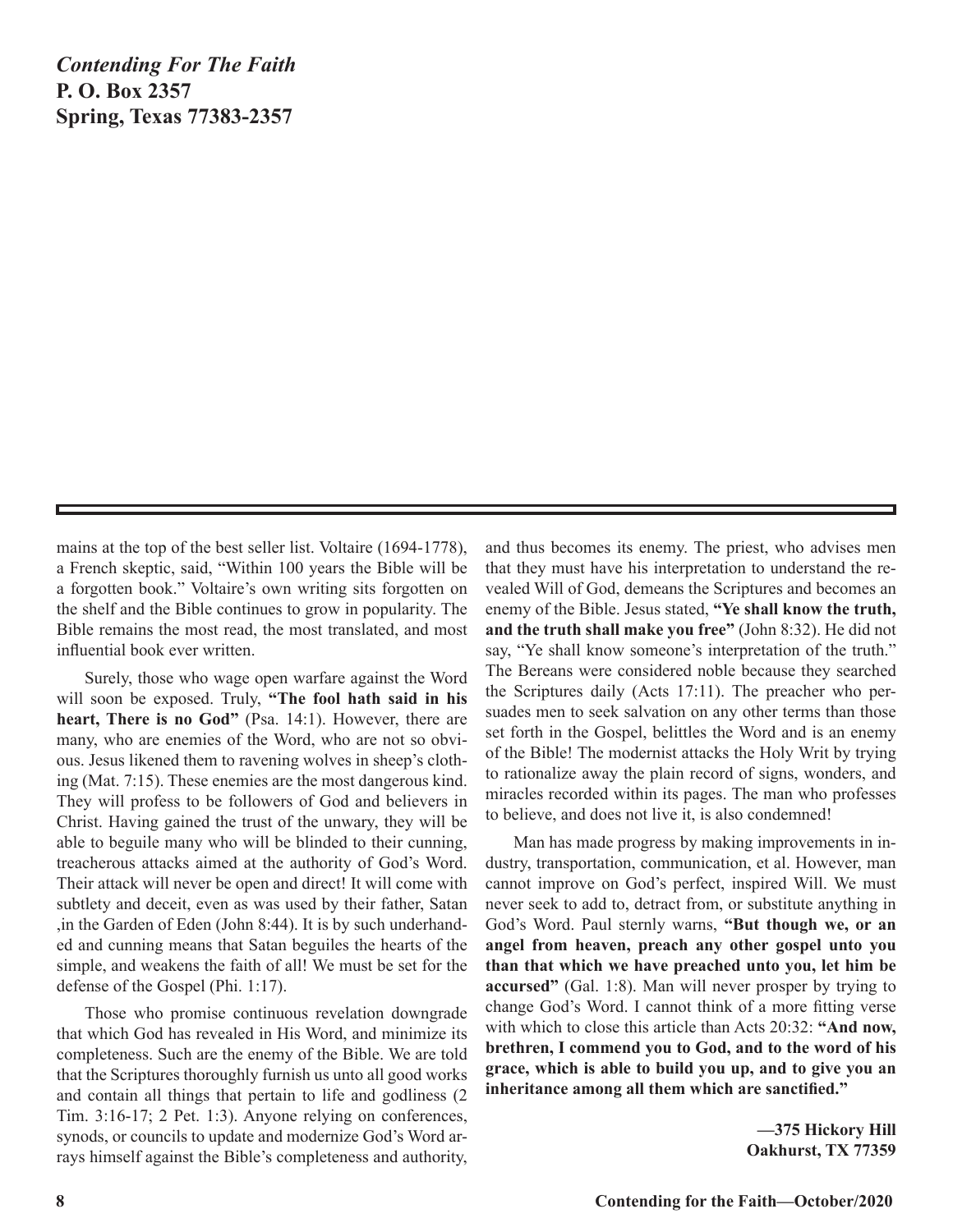*Contending For The Faith*
**P. O. Box 2357**
**Spring, Texas 77383-2357**

mains at the top of the best seller list. Voltaire (1694-1778), a French skeptic, said, "Within 100 years the Bible will be a forgotten book." Voltaire's own writing sits forgotten on the shelf and the Bible continues to grow in popularity. The Bible remains the most read, the most translated, and most influential book ever written.

Surely, those who wage open warfare against the Word will soon be exposed. Truly, **"The fool hath said in his heart, There is no God"** (Psa. 14:1). However, there are many, who are enemies of the Word, who are not so obvious. Jesus likened them to ravening wolves in sheep's clothing (Mat. 7:15). These enemies are the most dangerous kind. They will profess to be followers of God and believers in Christ. Having gained the trust of the unwary, they will be able to beguile many who will be blinded to their cunning, treacherous attacks aimed at the authority of God's Word. Their attack will never be open and direct! It will come with subtlety and deceit, even as was used by their father, Satan ,in the Garden of Eden (John 8:44). It is by such underhanded and cunning means that Satan beguiles the hearts of the simple, and weakens the faith of all! We must be set for the defense of the Gospel (Phi. 1:17).

Those who promise continuous revelation downgrade that which God has revealed in His Word, and minimize its completeness. Such are the enemy of the Bible. We are told that the Scriptures thoroughly furnish us unto all good works and contain all things that pertain to life and godliness (2 Tim. 3:16-17; 2 Pet. 1:3). Anyone relying on conferences, synods, or councils to update and modernize God's Word arrays himself against the Bible's completeness and authority, and thus becomes its enemy. The priest, who advises men that they must have his interpretation to understand the revealed Will of God, demeans the Scriptures and becomes an enemy of the Bible. Jesus stated, **"Ye shall know the truth, and the truth shall make you free"** (John 8:32). He did not say, "Ye shall know someone's interpretation of the truth." The Bereans were considered noble because they searched the Scriptures daily (Acts 17:11). The preacher who persuades men to seek salvation on any other terms than those set forth in the Gospel, belittles the Word and is an enemy of the Bible! The modernist attacks the Holy Writ by trying to rationalize away the plain record of signs, wonders, and miracles recorded within its pages. The man who professes to believe, and does not live it, is also condemned!

Man has made progress by making improvements in industry, transportation, communication, et al. However, man cannot improve on God's perfect, inspired Will. We must never seek to add to, detract from, or substitute anything in God's Word. Paul sternly warns, **"But though we, or an angel from heaven, preach any other gospel unto you than that which we have preached unto you, let him be accursed"** (Gal. 1:8). Man will never prosper by trying to change God's Word. I cannot think of a more fitting verse with which to close this article than Acts 20:32: **"And now, brethren, I commend you to God, and to the word of his grace, which is able to build you up, and to give you an inheritance among all them which are sanctified."**

**—375 Hickory Hill**
**Oakhurst, TX 77359**